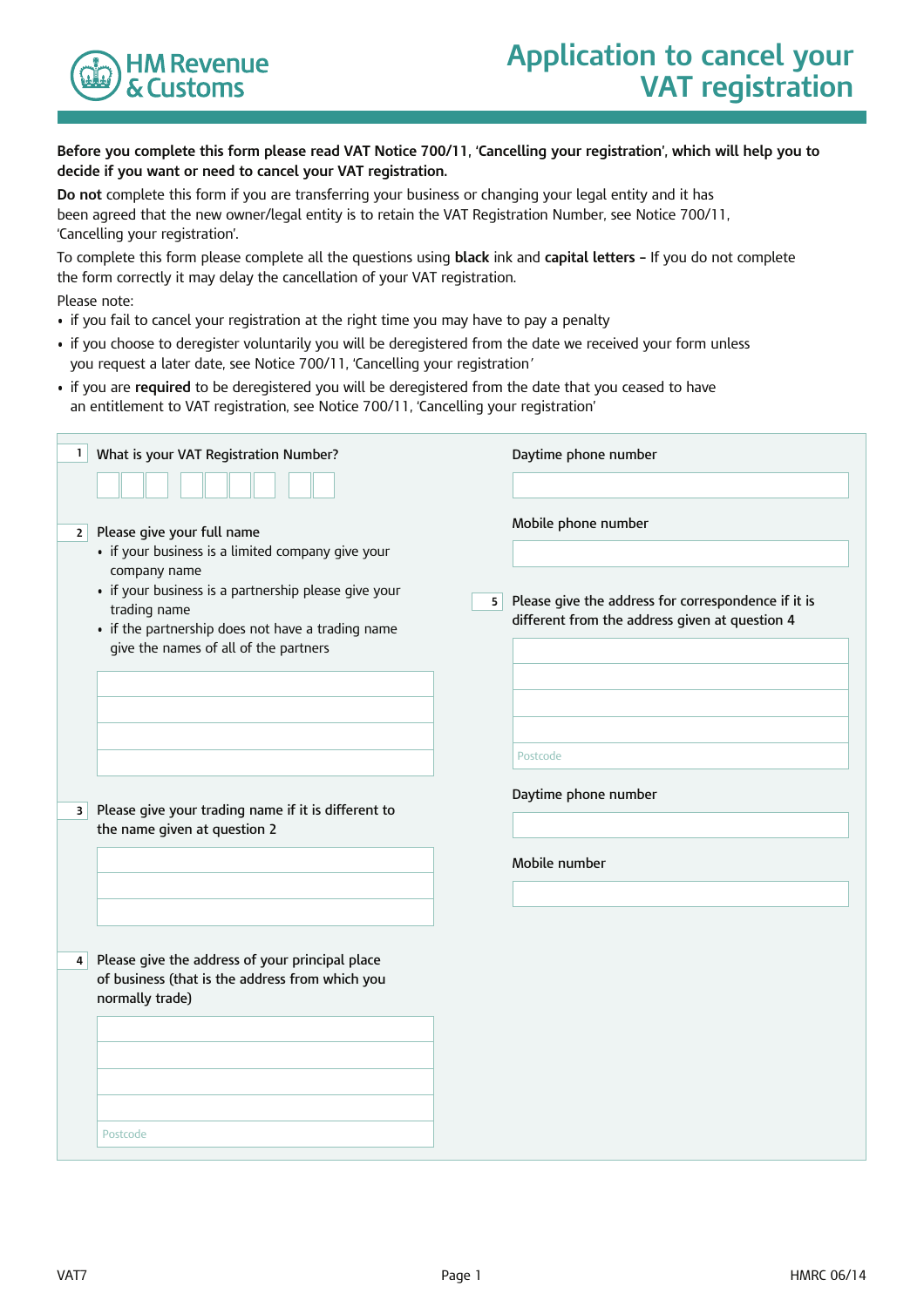HM Revenue & Customs

# Application to cancel your VAT registration

**Before you complete this form please read VAT Notice 700/11, 'Cancelling your registration', which will help you to decide if you want or need to cancel your VAT registration.**

**Do not** complete this form if you are transferring your business or changing your legal entity and it has been agreed that the new owner/legal entity is to retain the VAT Registration Number, see Notice 700/11, 'Cancelling your registration'.

To complete this form please complete all the questions using **black** ink and **capital letters –** If you do not complete the form correctly it may delay the cancellation of your VAT registration.

Please note:

- if you fail to cancel your registration at the right time you may have to pay a penalty
- if you choose to deregister voluntarily you will be deregistered from the date we received your form unless you request a later date, see Notice 700/11, 'Cancelling your registration'
- if you are **required** to be deregistered you will be deregistered from the date that you ceased to have an entitlement to VAT registration, see Notice 700/11, 'Cancelling your registration'

**1** What is your VAT Registration Number?

**2** Please give your full name
- if your business is a limited company give your company name
- if your business is a partnership please give your trading name
- if the partnership does not have a trading name give the names of all of the partners

**3** Please give your trading name if it is different to the name given at question 2

**4** Please give the address of your principal place of business (that is the address from which you normally trade)

Postcode

Daytime phone number

Mobile phone number

**5** Please give the address for correspondence if it is different from the address given at question 4

Postcode

Daytime phone number

Mobile number

VAT7 HMRC 06/14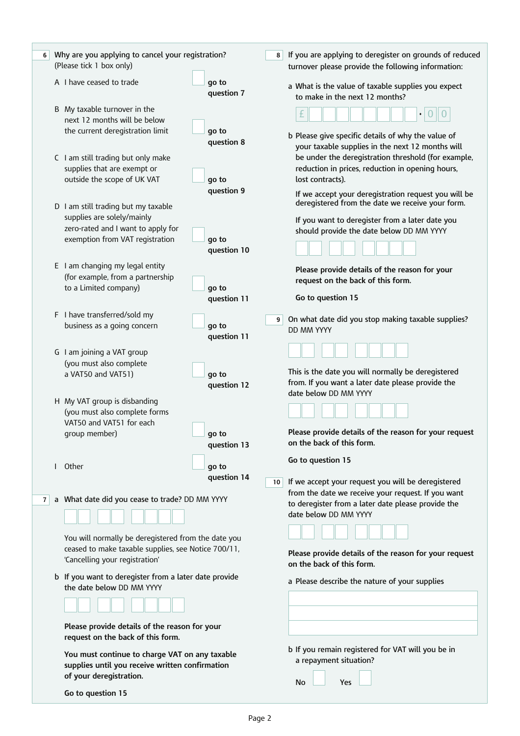**6** Why are you applying to cancel your registration? (Please tick 1 box only)

| Reason | Tick | Next |
|---|---|---|
| A I have ceased to trade | ☐ | go to question 7 |
| B My taxable turnover in the next 12 months will be below the current deregistration limit | ☐ | go to question 8 |
| C I am still trading but only make supplies that are exempt or outside the scope of UK VAT | ☐ | go to question 9 |
| D I am still trading but my taxable supplies are solely/mainly zero-rated and I want to apply for exemption from VAT registration | ☐ | go to question 10 |
| E I am changing my legal entity (for example, from a partnership to a Limited company) | ☐ | go to question 11 |
| F I have transferred/sold my business as a going concern | ☐ | go to question 11 |
| G I am joining a VAT group (you must also complete a VAT50 and VAT51) | ☐ | go to question 12 |
| H My VAT group is disbanding (you must also complete forms VAT50 and VAT51 for each group member) | ☐ | go to question 13 |
| I Other | ☐ | go to question 14 |

**7** a What date did you cease to trade? DD MM YYYY

☐☐ ☐☐ ☐☐☐☐

You will normally be deregistered from the date you ceased to make taxable supplies, see Notice 700/11, 'Cancelling your registration'

b If you want to deregister from a later date provide the date below DD MM YYYY

☐☐ ☐☐ ☐☐☐☐

**Please provide details of the reason for your request on the back of this form.**

**You must continue to charge VAT on any taxable supplies until you receive written confirmation of your deregistration.**

**Go to question 15**

**8** If you are applying to deregister on grounds of reduced turnover please provide the following information:

a What is the value of taxable supplies you expect to make in the next 12 months?

£ ☐☐☐☐☐☐☐☐ . 0 0

b Please give specific details of why the value of your taxable supplies in the next 12 months will be under the deregistration threshold (for example, reduction in prices, reduction in opening hours, lost contracts).

If we accept your deregistration request you will be deregistered from the date we receive your form.

If you want to deregister from a later date you should provide the date below DD MM YYYY

☐☐ ☐☐ ☐☐☐☐

**Please provide details of the reason for your request on the back of this form.**

**Go to question 15**

**9** On what date did you stop making taxable supplies? DD MM YYYY

☐☐ ☐☐ ☐☐☐☐

This is the date you will normally be deregistered from. If you want a later date please provide the date below DD MM YYYY

☐☐ ☐☐ ☐☐☐☐

**Please provide details of the reason for your request on the back of this form.**

**Go to question 15**

**10** If we accept your request you will be deregistered from the date we receive your request. If you want to deregister from a later date please provide the date below DD MM YYYY

☐☐ ☐☐ ☐☐☐☐

**Please provide details of the reason for your request on the back of this form.**

a Please describe the nature of your supplies

b If you remain registered for VAT will you be in a repayment situation?

No ☐ Yes ☐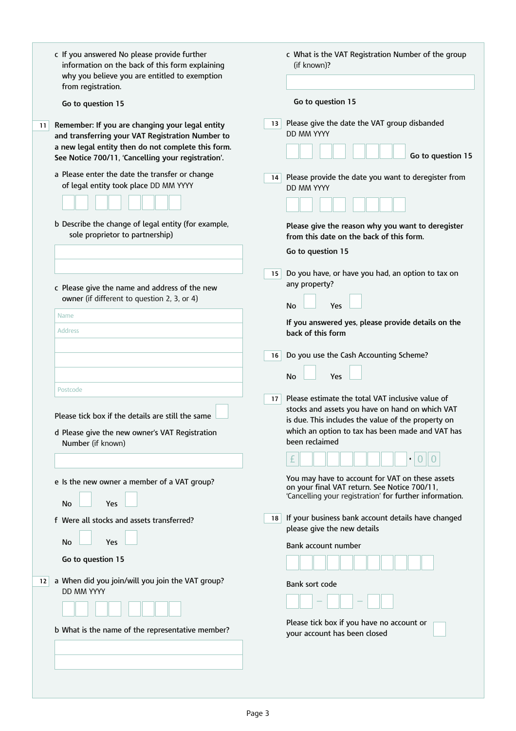c If you answered No please provide further information on the back of this form explaining why you believe you are entitled to exemption from registration.

**Go to question 15**

**11** **Remember: If you are changing your legal entity and transferring your VAT Registration Number to a new legal entity then do not complete this form. See Notice 700/11, 'Cancelling your registration'.**

a Please enter the date the transfer or change of legal entity took place DD MM YYYY

b Describe the change of legal entity (for example, sole proprietor to partnership)

c Please give the name and address of the new owner (if different to question 2, 3, or 4)

Name

Address

Postcode

Please tick box if the details are still the same

d Please give the new owner's VAT Registration Number (if known)

e Is the new owner a member of a VAT group?

No Yes

f Were all stocks and assets transferred?

No Yes

**Go to question 15**

**12** a When did you join/will you join the VAT group? DD MM YYYY

b What is the name of the representative member?

c What is the VAT Registration Number of the group (if known)?

**Go to question 15**

**13** Please give the date the VAT group disbanded DD MM YYYY

**Go to question 15**

**14** Please provide the date you want to deregister from DD MM YYYY

**Please give the reason why you want to deregister from this date on the back of this form.**

**Go to question 15**

**15** Do you have, or have you had, an option to tax on any property?

No Yes

**If you answered yes, please provide details on the back of this form**

**16** Do you use the Cash Accounting Scheme?

No Yes

**17** Please estimate the total VAT inclusive value of stocks and assets you have on hand on which VAT is due. This includes the value of the property on which an option to tax has been made and VAT has been reclaimed

£ . 0 0

You may have to account for VAT on these assets on your final VAT return. See Notice 700/11, 'Cancelling your registration' for further information.

**18** If your business bank account details have changed please give the new details

Bank account number

Bank sort code

Please tick box if you have no account or your account has been closed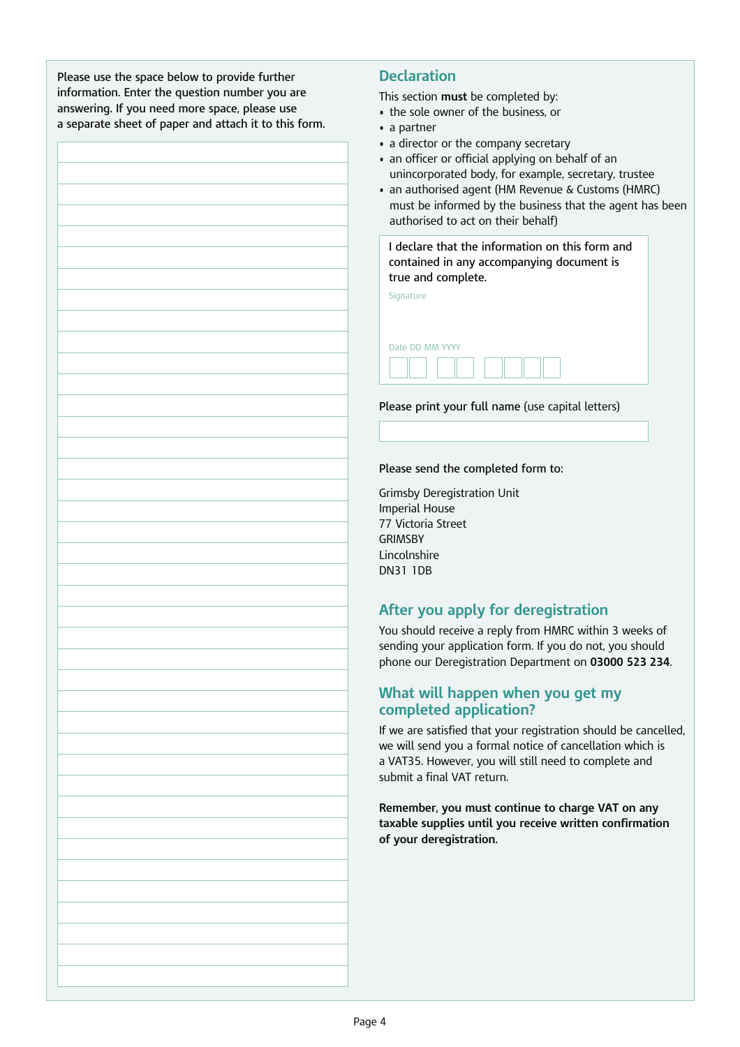Please use the space below to provide further information. Enter the question number you are answering. If you need more space, please use a separate sheet of paper and attach it to this form.

## Declaration

This section **must** be completed by:

- the sole owner of the business, or
- a partner
- a director or the company secretary
- an officer or official applying on behalf of an unincorporated body, for example, secretary, trustee
- an authorised agent (HM Revenue & Customs (HMRC) must be informed by the business that the agent has been authorised to act on their behalf)

I declare that the information on this form and contained in any accompanying document is true and complete.

Signature

Date DD MM YYYY

**Please print your full name** (use capital letters)

**Please send the completed form to:**

Grimsby Deregistration Unit
Imperial House
77 Victoria Street
GRIMSBY
Lincolnshire
DN31 1DB

## After you apply for deregistration

You should receive a reply from HMRC within 3 weeks of sending your application form. If you do not, you should phone our Deregistration Department on **03000 523 234**.

## What will happen when you get my completed application?

If we are satisfied that your registration should be cancelled, we will send you a formal notice of cancellation which is a VAT35. However, you will still need to complete and submit a final VAT return.

**Remember, you must continue to charge VAT on any taxable supplies until you receive written confirmation of your deregistration.**